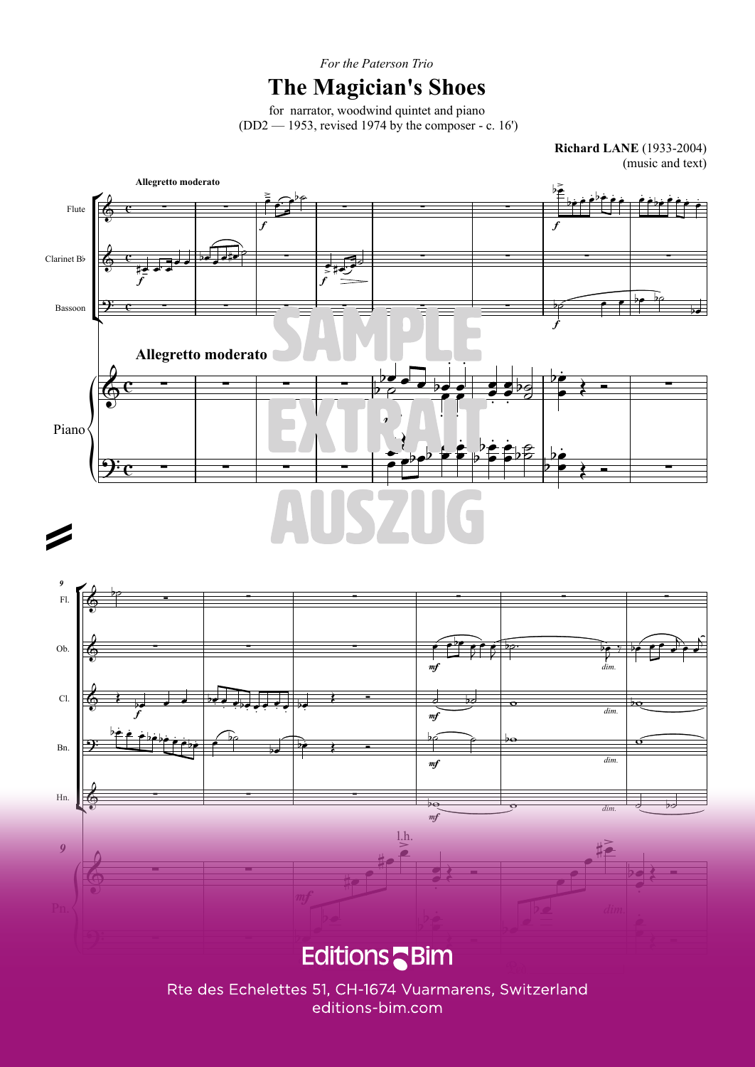*For the Paterson Trio*

# The Magician's Shoes

for narrator, woodwind quintet and piano
(DD2 — 1953, revised 1974 by the composer - c. 16')

**Richard LANE** (1933-2004)
(music and text)

**Editions Bim**

Rte des Echelettes 51, CH-1674 Vuarmarens, Switzerland
editions-bim.com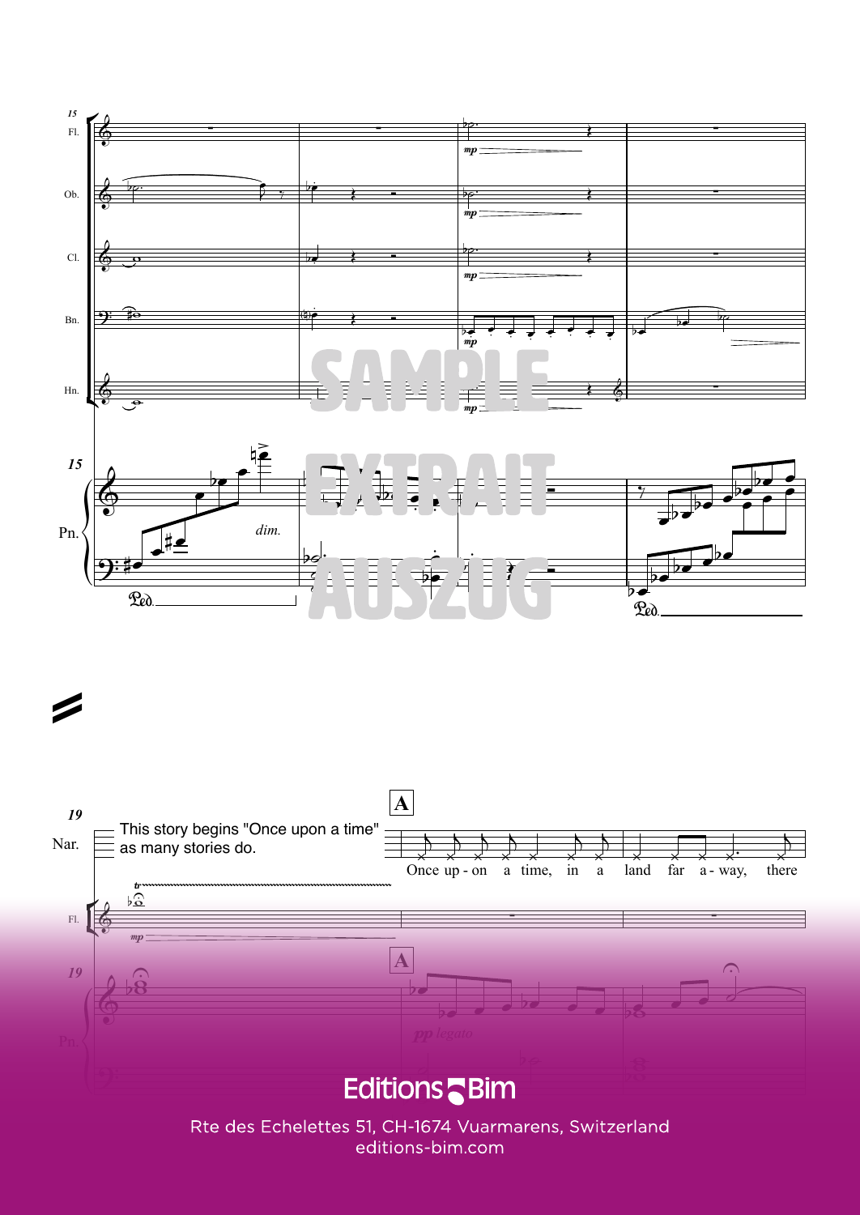This story begins "Once upon a time" as many stories do.

**A**

Once up - on a time, in a land far a - way, there

Editions Bim

Rte des Echelettes 51, CH-1674 Vuarmarens, Switzerland
editions-bim.com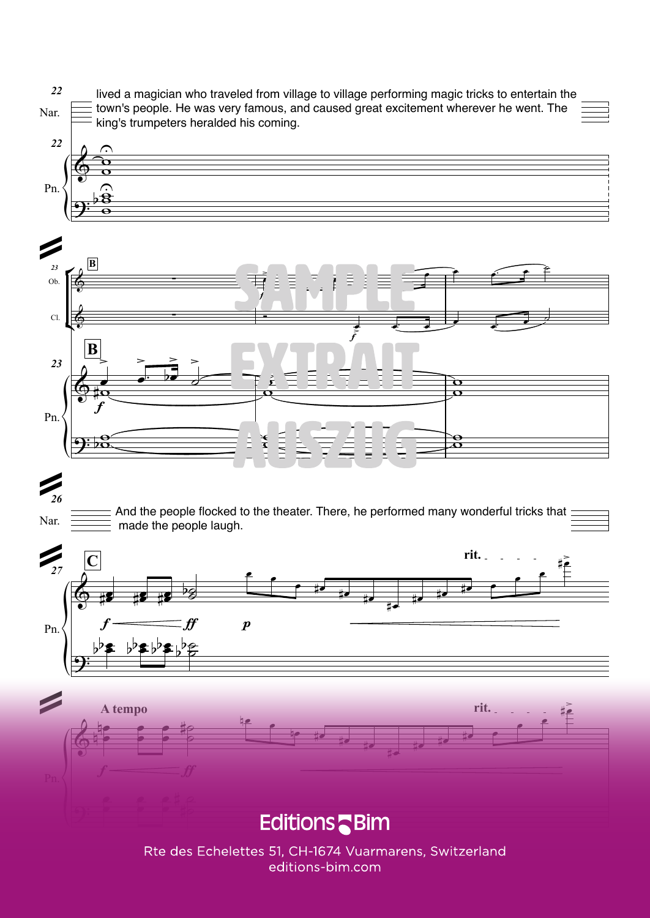lived a magician who traveled from village to village performing magic tricks to entertain the town's people. He was very famous, and caused great excitement wherever he went. The king's trumpeters heralded his coming.

And the people flocked to the theater. There, he performed many wonderful tricks that made the people laugh.

Editions Bim

Rte des Echelettes 51, CH-1674 Vuarmarens, Switzerland
editions-bim.com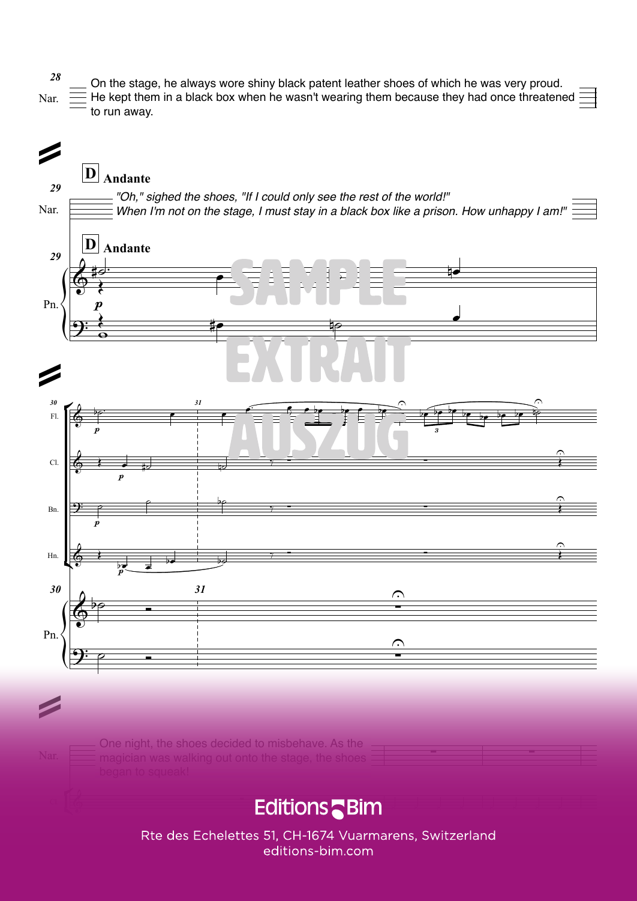28

Nar. On the stage, he always wore shiny black patent leather shoes of which he was very proud. He kept them in a black box when he wasn't wearing them because they had once threatened to run away.

**D** **Andante**

29

Nar. *"Oh," sighed the shoes, "If I could only see the rest of the world!" When I'm not on the stage, I must stay in a black box like a prison. How unhappy I am!"*

**D** **Andante**

29

Pn.

30 31

Fl. Cl. Bn. Hn.

Pn.

Nar. One night, the shoes decided to misbehave. As the magician was walking out onto the stage, the shoes began to squeak!

Editions Bim

Rte des Echelettes 51, CH-1674 Vuarmarens, Switzerland
editions-bim.com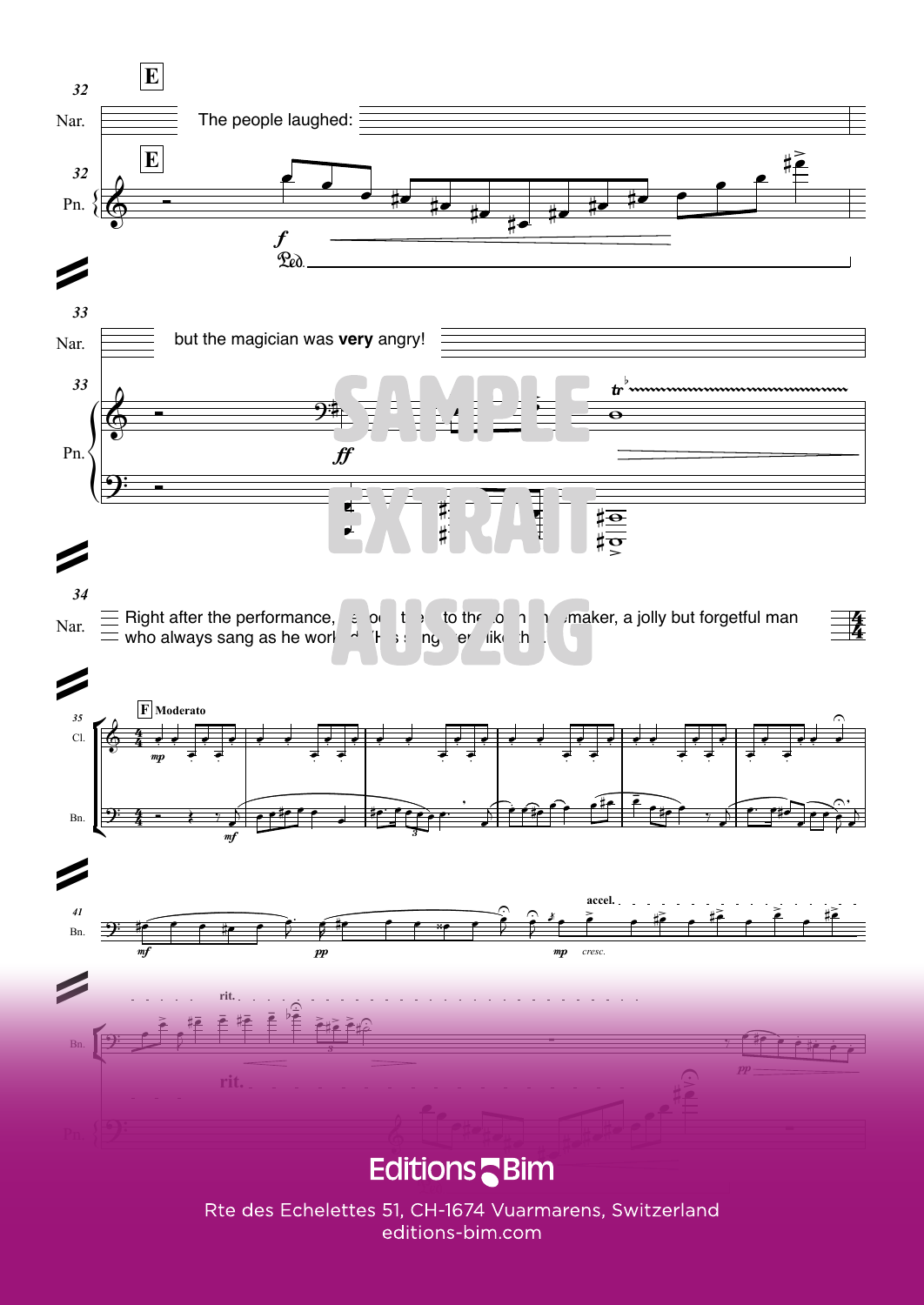The people laughed:

but the magician was **very** angry!

Right after the performance, ... to the ... maker, a jolly but forgetful man who always sang as he worked. ... like this.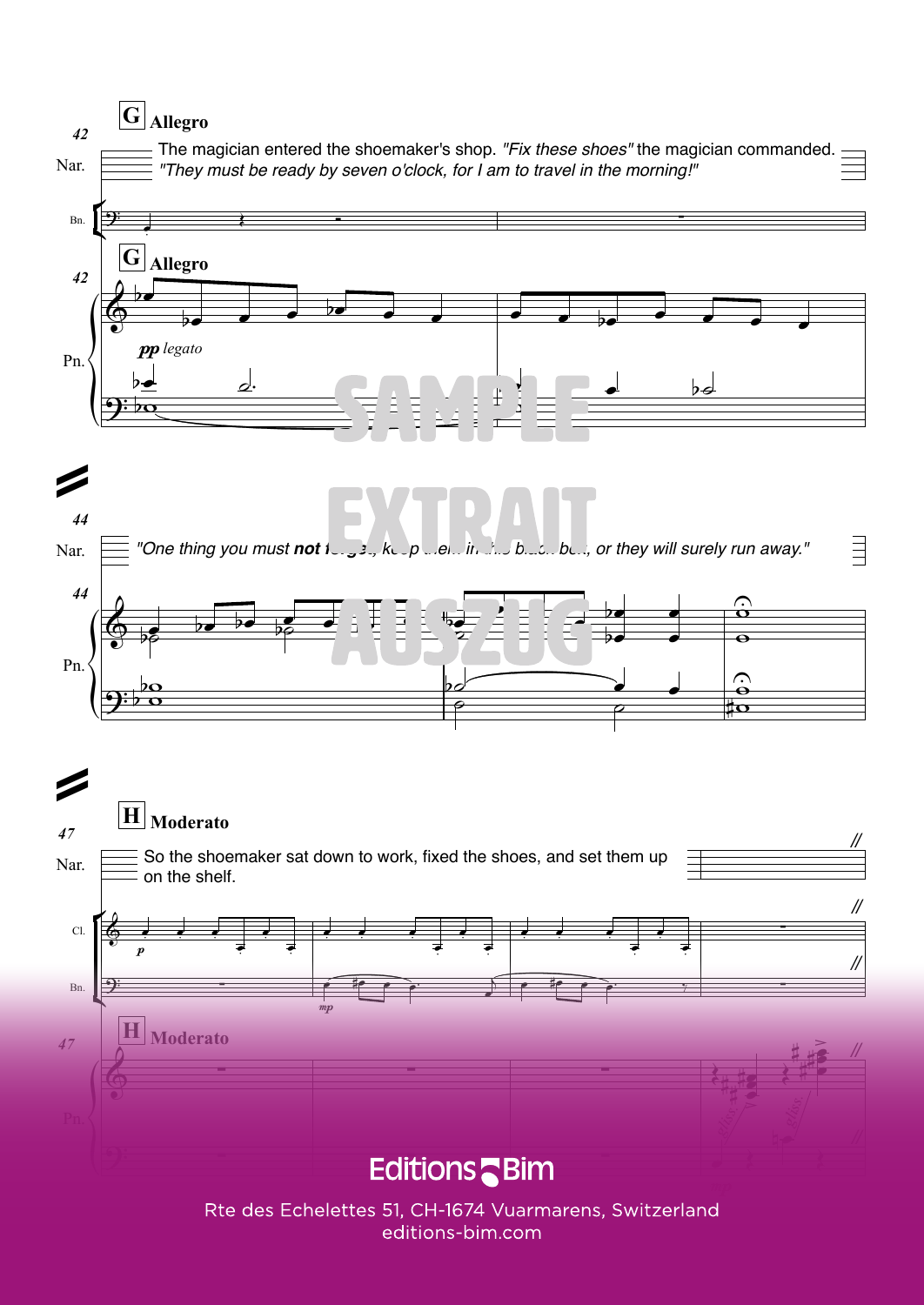**G** **Allegro**

Nar.: The magician entered the shoemaker's shop. *"Fix these shoes"* the magician commanded. *"They must be ready by seven o'clock, for I am to travel in the morning!"*

Nar.: *"One thing you must* **not** *forget, keep them in the black box, or they will surely run away."*

**H** **Moderato**

Nar.: So the shoemaker sat down to work, fixed the shoes, and set them up on the shelf.

Editions Bim

Rte des Echelettes 51, CH-1674 Vuarmarens, Switzerland
editions-bim.com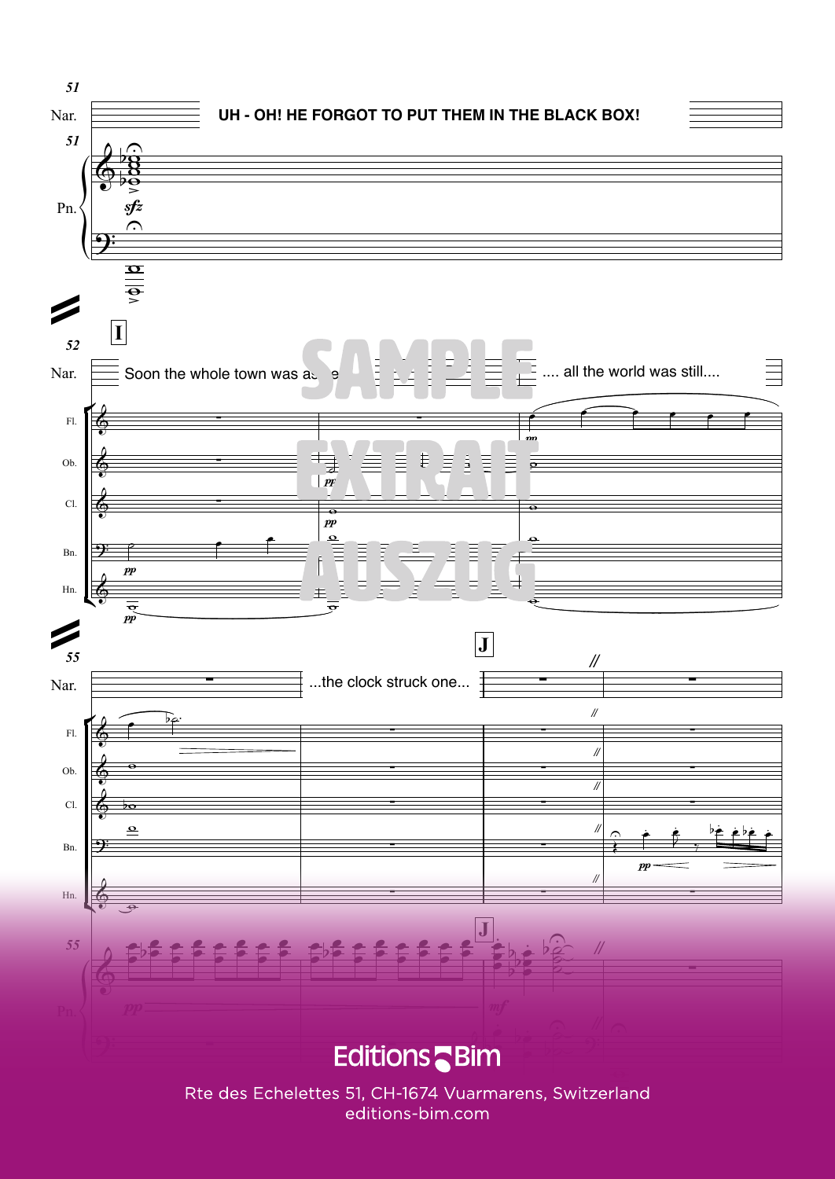UH - OH! HE FORGOT TO PUT THEM IN THE BLACK BOX!

Soon the whole town was asleep .... all the world was still....

...the clock struck one...

**Editions Bim**

Rte des Echelettes 51, CH-1674 Vuarmarens, Switzerland
editions-bim.com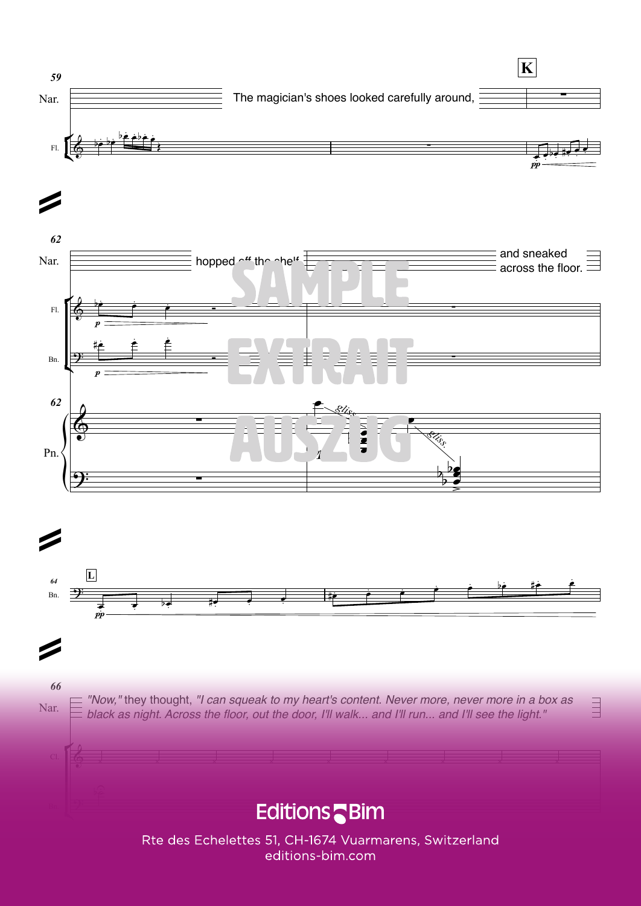The magician's shoes looked carefully around,

hopped off the shelf

and sneaked across the floor.

*"Now,"* they thought, *"I can squeak to my heart's content. Never more, never more in a box as black as night. Across the floor, out the door, I'll walk... and I'll run... and I'll see the light."*

Editions Bim

Rte des Echelettes 51, CH-1674 Vuarmarens, Switzerland
editions-bim.com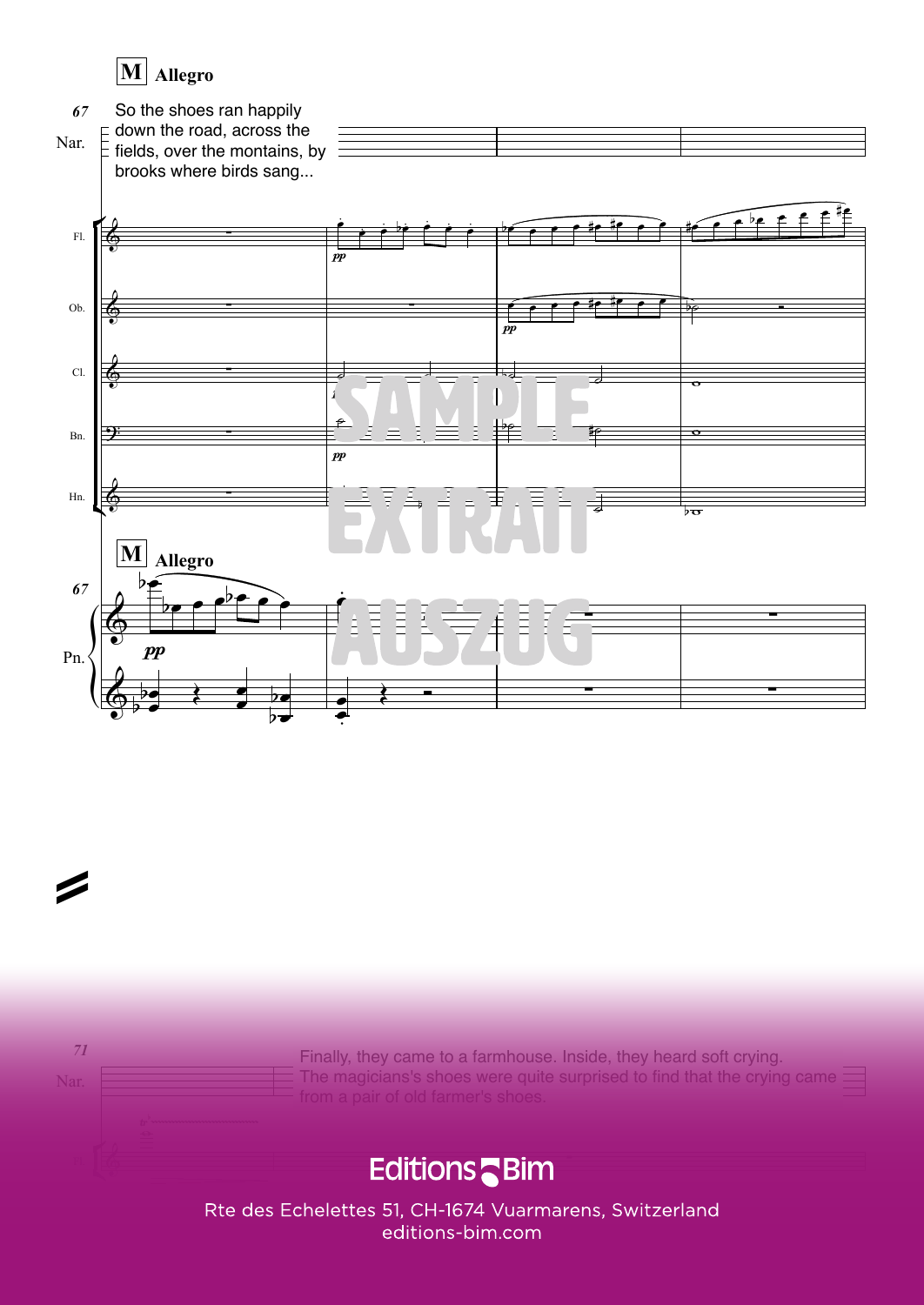**M** **Allegro**

67

Nar. So the shoes ran happily down the road, across the fields, over the montains, by brooks where birds sang...

Fl. Ob. Cl. Bn. Hn.

*pp*

**M** **Allegro**

67

Pn.

*pp*

SAMPLE
EXTRAIT
AUSZUG

71

Nar. Finally, they came to a farmhouse. Inside, they heard soft crying. The magicians's shoes were quite surprised to find that the crying came from a pair of old farmer's shoes.

Editions Bim

Rte des Echelettes 51, CH-1674 Vuarmarens, Switzerland
editions-bim.com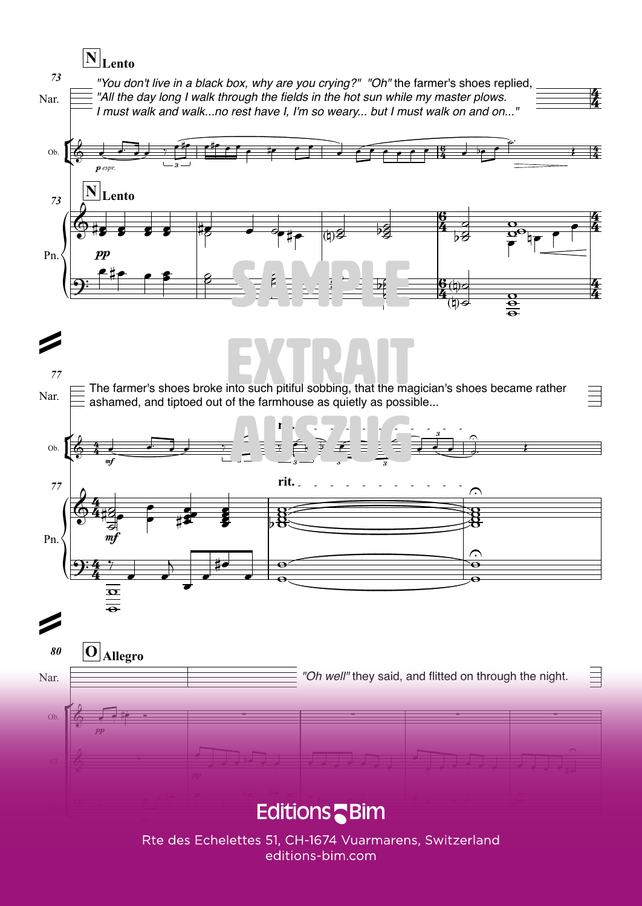**N** Lento

73

Nar.

*"You don't live in a black box, why are you crying?" "Oh"* the farmer's shoes replied,
*"All the day long I walk through the fields in the hot sun while my master plows.*
*I must walk and walk...no rest have I, I'm so weary... but I must walk on and on..."*

77

Nar.

The farmer's shoes broke into such pitiful sobbing, that the magician's shoes became rather ashamed, and tiptoed out of the farmhouse as quietly as possible...

80

**O** Allegro

Nar.

*"Oh well"* they said, and flitted on through the night.

Editions Bim

Rte des Echelettes 51, CH-1674 Vuarmarens, Switzerland
editions-bim.com